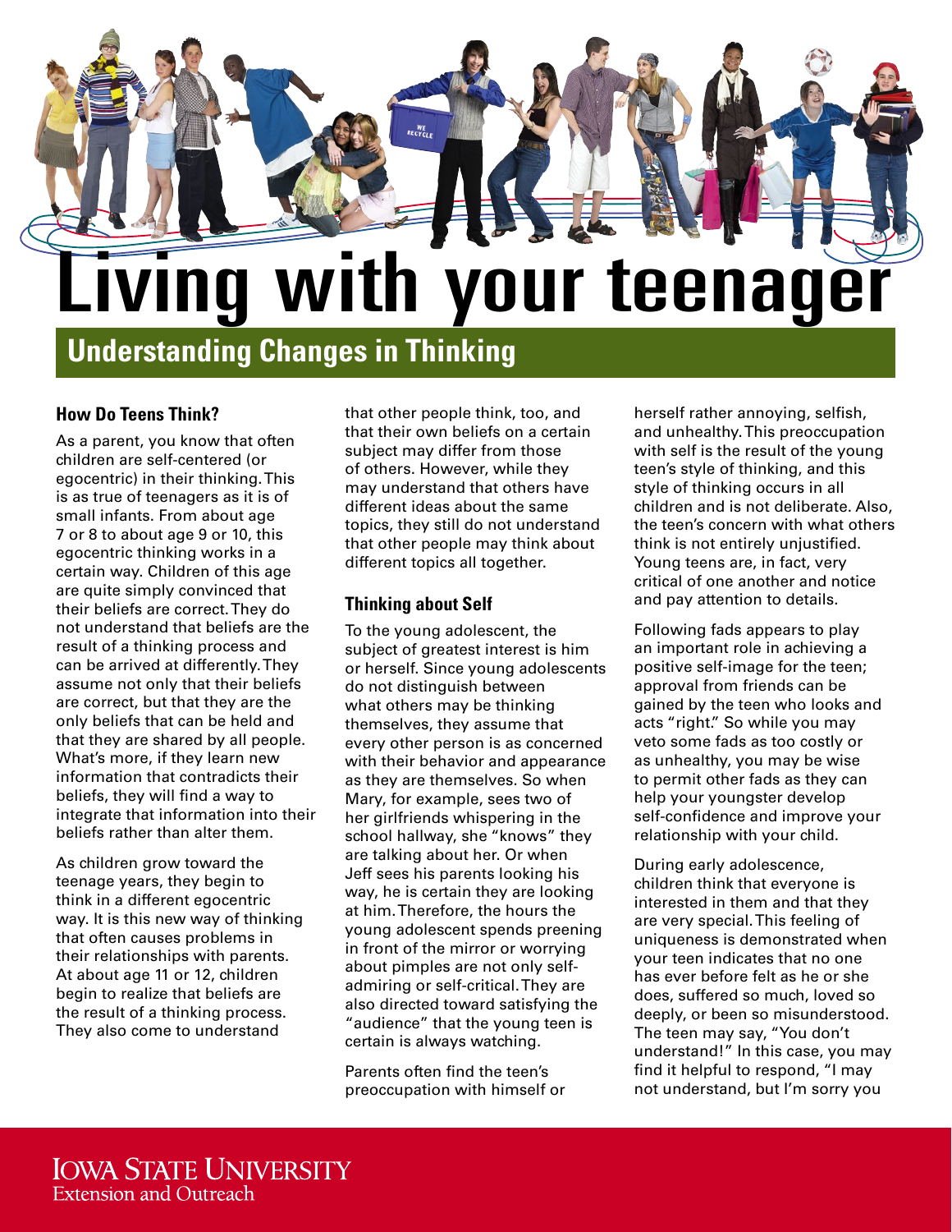# Living with your teenager

## Understanding Changes in Thinking

### How Do Teens Think?

As a parent, you know that often children are self-centered (or egocentric) in their thinking. This is as true of teenagers as it is of small infants. From about age 7 or 8 to about age 9 or 10, this egocentric thinking works in a certain way. Children of this age are quite simply convinced that their beliefs are correct. They do not understand that beliefs are the result of a thinking process and can be arrived at differently. They assume not only that their beliefs are correct, but that they are the only beliefs that can be held and that they are shared by all people. What's more, if they learn new information that contradicts their beliefs, they will find a way to integrate that information into their beliefs rather than alter them.

As children grow toward the teenage years, they begin to think in a different egocentric way. It is this new way of thinking that often causes problems in their relationships with parents. At about age 11 or 12, children begin to realize that beliefs are the result of a thinking process. They also come to understand that other people think, too, and that their own beliefs on a certain subject may differ from those of others. However, while they may understand that others have different ideas about the same topics, they still do not understand that other people may think about different topics all together.

### Thinking about Self

To the young adolescent, the subject of greatest interest is him or herself. Since young adolescents do not distinguish between what others may be thinking themselves, they assume that every other person is as concerned with their behavior and appearance as they are themselves. So when Mary, for example, sees two of her girlfriends whispering in the school hallway, she "knows" they are talking about her. Or when Jeff sees his parents looking his way, he is certain they are looking at him. Therefore, the hours the young adolescent spends preening in front of the mirror or worrying about pimples are not only self-admiring or self-critical. They are also directed toward satisfying the "audience" that the young teen is certain is always watching.

Parents often find the teen's preoccupation with himself or herself rather annoying, selfish, and unhealthy. This preoccupation with self is the result of the young teen's style of thinking, and this style of thinking occurs in all children and is not deliberate. Also, the teen's concern with what others think is not entirely unjustified. Young teens are, in fact, very critical of one another and notice and pay attention to details.

Following fads appears to play an important role in achieving a positive self-image for the teen; approval from friends can be gained by the teen who looks and acts "right." So while you may veto some fads as too costly or as unhealthy, you may be wise to permit other fads as they can help your youngster develop self-confidence and improve your relationship with your child.

During early adolescence, children think that everyone is interested in them and that they are very special. This feeling of uniqueness is demonstrated when your teen indicates that no one has ever before felt as he or she does, suffered so much, loved so deeply, or been so misunderstood. The teen may say, "You don't understand!" In this case, you may find it helpful to respond, "I may not understand, but I'm sorry you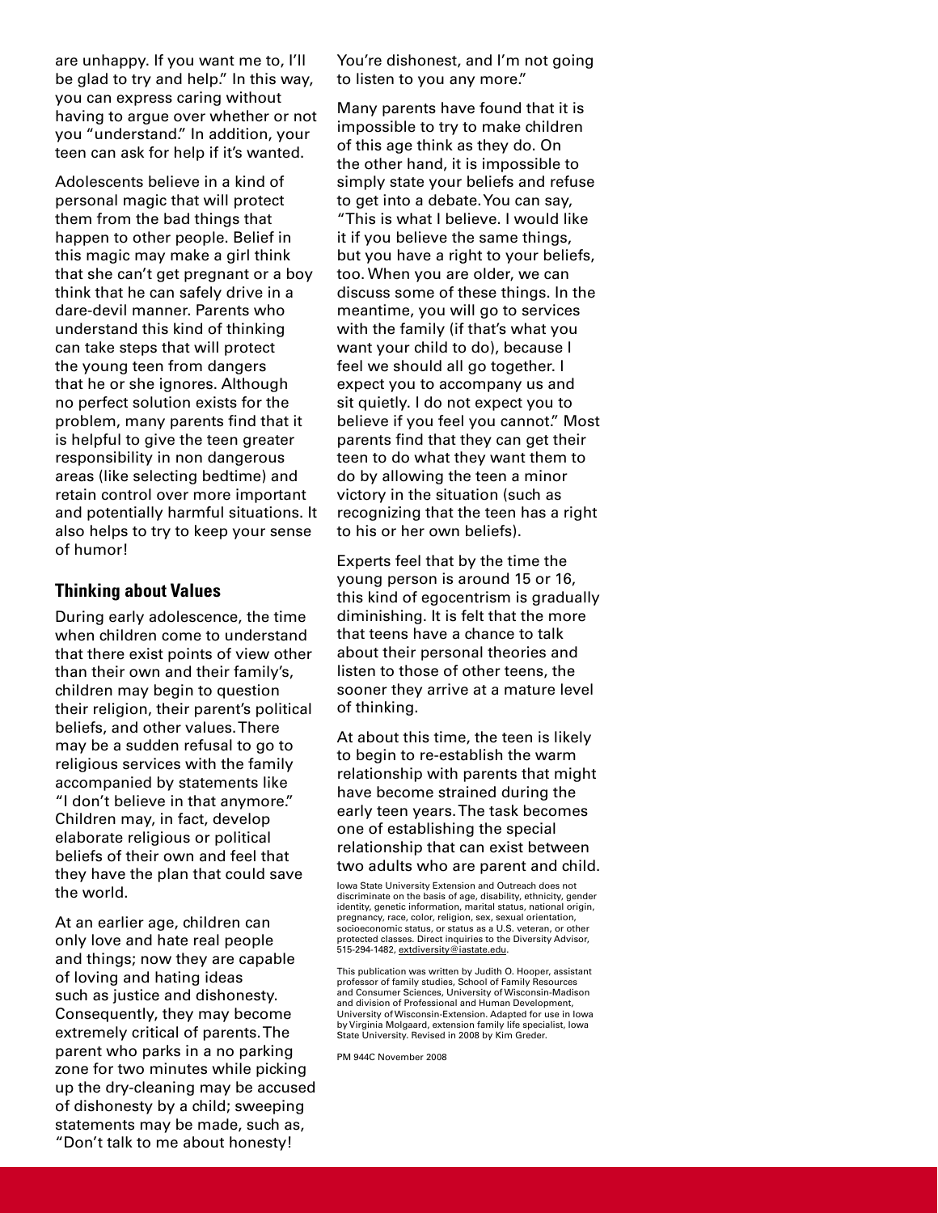are unhappy. If you want me to, I'll be glad to try and help." In this way, you can express caring without having to argue over whether or not you "understand." In addition, your teen can ask for help if it's wanted.

Adolescents believe in a kind of personal magic that will protect them from the bad things that happen to other people. Belief in this magic may make a girl think that she can't get pregnant or a boy think that he can safely drive in a dare-devil manner. Parents who understand this kind of thinking can take steps that will protect the young teen from dangers that he or she ignores. Although no perfect solution exists for the problem, many parents find that it is helpful to give the teen greater responsibility in non dangerous areas (like selecting bedtime) and retain control over more important and potentially harmful situations. It also helps to try to keep your sense of humor!

## Thinking about Values

During early adolescence, the time when children come to understand that there exist points of view other than their own and their family's, children may begin to question their religion, their parent's political beliefs, and other values. There may be a sudden refusal to go to religious services with the family accompanied by statements like "I don't believe in that anymore." Children may, in fact, develop elaborate religious or political beliefs of their own and feel that they have the plan that could save the world.

At an earlier age, children can only love and hate real people and things; now they are capable of loving and hating ideas such as justice and dishonesty. Consequently, they may become extremely critical of parents. The parent who parks in a no parking zone for two minutes while picking up the dry-cleaning may be accused of dishonesty by a child; sweeping statements may be made, such as, "Don't talk to me about honesty! You're dishonest, and I'm not going to listen to you any more."

Many parents have found that it is impossible to try to make children of this age think as they do. On the other hand, it is impossible to simply state your beliefs and refuse to get into a debate. You can say, "This is what I believe. I would like it if you believe the same things, but you have a right to your beliefs, too. When you are older, we can discuss some of these things. In the meantime, you will go to services with the family (if that's what you want your child to do), because I feel we should all go together. I expect you to accompany us and sit quietly. I do not expect you to believe if you feel you cannot." Most parents find that they can get their teen to do what they want them to do by allowing the teen a minor victory in the situation (such as recognizing that the teen has a right to his or her own beliefs).

Experts feel that by the time the young person is around 15 or 16, this kind of egocentrism is gradually diminishing. It is felt that the more that teens have a chance to talk about their personal theories and listen to those of other teens, the sooner they arrive at a mature level of thinking.

At about this time, the teen is likely to begin to re-establish the warm relationship with parents that might have become strained during the early teen years. The task becomes one of establishing the special relationship that can exist between two adults who are parent and child.

Iowa State University Extension and Outreach does not discriminate on the basis of age, disability, ethnicity, gender identity, genetic information, marital status, national origin, pregnancy, race, color, religion, sex, sexual orientation, socioeconomic status, or status as a U.S. veteran, or other protected classes. Direct inquiries to the Diversity Advisor, 515-294-1482, extdiversity@iastate.edu.

This publication was written by Judith O. Hooper, assistant professor of family studies, School of Family Resources and Consumer Sciences, University of Wisconsin-Madison and division of Professional and Human Development, University of Wisconsin-Extension. Adapted for use in Iowa by Virginia Molgaard, extension family life specialist, Iowa State University. Revised in 2008 by Kim Greder.

PM 944C November 2008